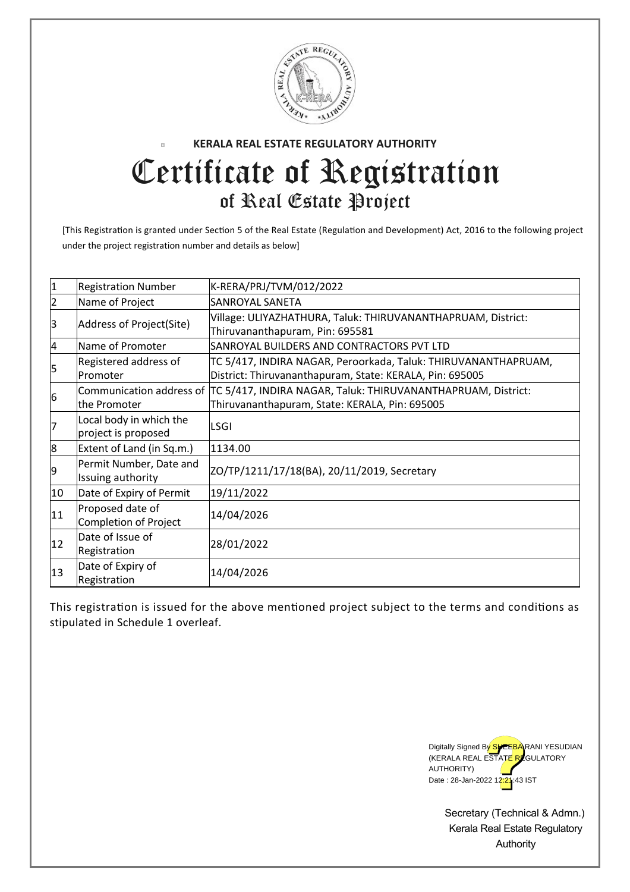**KERALA REAL ESTATE REGULATORY AUTHORITY**

# Certificate of Registration

## of Real Estate Project

[This Registration is granted under Section 5 of the Real Estate (Regulation and Development) Act, 2016 to the following project under the project registration number and details as below]

| | | |
|---|---|---|
| 1 | Registration Number | K-RERA/PRJ/TVM/012/2022 |
| 2 | Name of Project | SANROYAL SANETA |
| 3 | Address of Project(Site) | Village: ULIYAZHATHURA, Taluk: THIRUVANANTHAPRUAM, District: Thiruvananthapuram, Pin: 695581 |
| 4 | Name of Promoter | SANROYAL BUILDERS AND CONTRACTORS PVT LTD |
| 5 | Registered address of Promoter | TC 5/417, INDIRA NAGAR, Peroorkada, Taluk: THIRUVANANTHAPRUAM, District: Thiruvananthapuram, State: KERALA, Pin: 695005 |
| 6 | Communication address of the Promoter | TC 5/417, INDIRA NAGAR, Taluk: THIRUVANANTHAPRUAM, District: Thiruvananthapuram, State: KERALA, Pin: 695005 |
| 7 | Local body in which the project is proposed | LSGI |
| 8 | Extent of Land (in Sq.m.) | 1134.00 |
| 9 | Permit Number, Date and Issuing authority | ZO/TP/1211/17/18(BA), 20/11/2019, Secretary |
| 10 | Date of Expiry of Permit | 19/11/2022 |
| 11 | Proposed date of Completion of Project | 14/04/2026 |
| 12 | Date of Issue of Registration | 28/01/2022 |
| 13 | Date of Expiry of Registration | 14/04/2026 |

This registration is issued for the above mentioned project subject to the terms and conditions as stipulated in Schedule 1 overleaf.

Digitally Signed By SHEEBA RANI YESUDIAN (KERALA REAL ESTATE REGULATORY AUTHORITY)
Date : 28-Jan-2022 12:21:43 IST

Secretary (Technical & Admn.)
Kerala Real Estate Regulatory Authority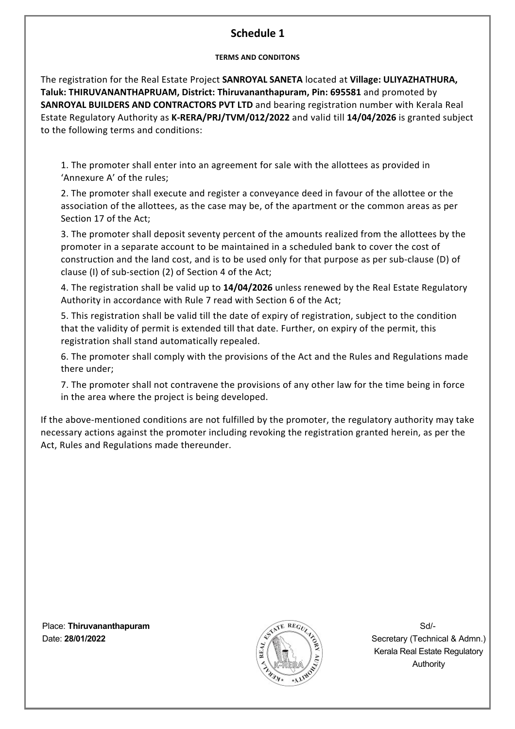# Schedule 1

**TERMS AND CONDITONS**

The registration for the Real Estate Project **SANROYAL SANETA** located at **Village: ULIYAZHATHURA, Taluk: THIRUVANANTHAPRUAM, District: Thiruvananthapuram, Pin: 695581** and promoted by **SANROYAL BUILDERS AND CONTRACTORS PVT LTD** and bearing registration number with Kerala Real Estate Regulatory Authority as **K-RERA/PRJ/TVM/012/2022** and valid till **14/04/2026** is granted subject to the following terms and conditions:

1. The promoter shall enter into an agreement for sale with the allottees as provided in 'Annexure A' of the rules;
2. The promoter shall execute and register a conveyance deed in favour of the allottee or the association of the allottees, as the case may be, of the apartment or the common areas as per Section 17 of the Act;
3. The promoter shall deposit seventy percent of the amounts realized from the allottees by the promoter in a separate account to be maintained in a scheduled bank to cover the cost of construction and the land cost, and is to be used only for that purpose as per sub-clause (D) of clause (I) of sub-section (2) of Section 4 of the Act;
4. The registration shall be valid up to **14/04/2026** unless renewed by the Real Estate Regulatory Authority in accordance with Rule 7 read with Section 6 of the Act;
5. This registration shall be valid till the date of expiry of registration, subject to the condition that the validity of permit is extended till that date. Further, on expiry of the permit, this registration shall stand automatically repealed.
6. The promoter shall comply with the provisions of the Act and the Rules and Regulations made there under;
7. The promoter shall not contravene the provisions of any other law for the time being in force in the area where the project is being developed.

If the above-mentioned conditions are not fulfilled by the promoter, the regulatory authority may take necessary actions against the promoter including revoking the registration granted herein, as per the Act, Rules and Regulations made thereunder.

Place: **Thiruvananthapuram**
Date: **28/01/2022**

Sd/-
Secretary (Technical & Admn.)
Kerala Real Estate Regulatory Authority